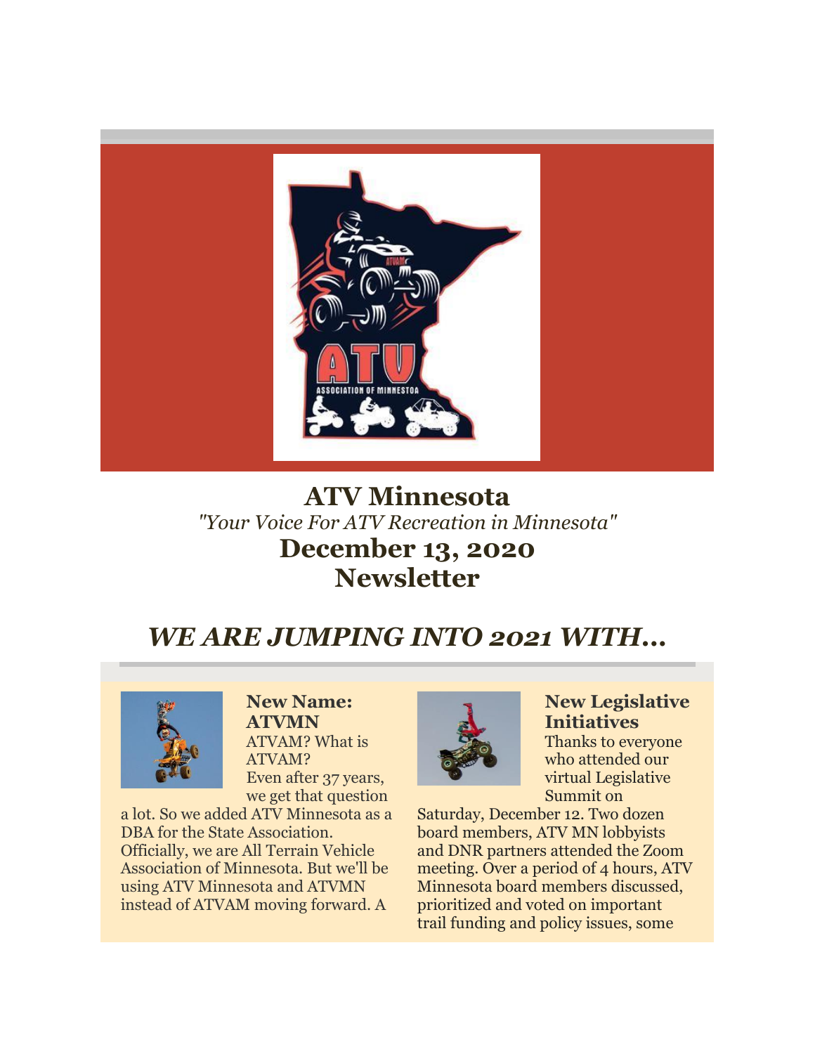# ATV Minnesota

*"Your Voice For ATV Recreation in Minnesota"*

## December 13, 2020
## Newsletter

## *WE ARE JUMPING INTO 2021 WITH...*

### New Name: ATVMN

ATVAM? What is ATVAM? Even after 37 years, we get that question a lot. So we added ATV Minnesota as a DBA for the State Association. Officially, we are All Terrain Vehicle Association of Minnesota. But we'll be using ATV Minnesota and ATVMN instead of ATVAM moving forward. A

### New Legislative Initiatives

Thanks to everyone who attended our virtual Legislative Summit on Saturday, December 12. Two dozen board members, ATV MN lobbyists and DNR partners attended the Zoom meeting. Over a period of 4 hours, ATV Minnesota board members discussed, prioritized and voted on important trail funding and policy issues, some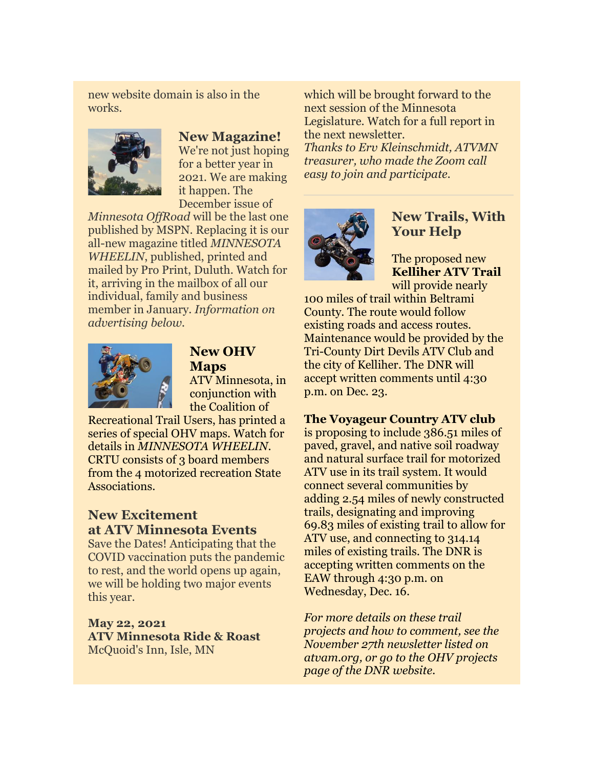new website domain is also in the works.

### New Magazine!

We're not just hoping for a better year in 2021. We are making it happen. The December issue of *Minnesota OffRoad* will be the last one published by MSPN. Replacing it is our all-new magazine titled *MINNESOTA WHEELIN*, published, printed and mailed by Pro Print, Duluth. Watch for it, arriving in the mailbox of all our individual, family and business member in January. *Information on advertising below.*

### New OHV Maps

ATV Minnesota, in conjunction with the Coalition of Recreational Trail Users, has printed a series of special OHV maps. Watch for details in *MINNESOTA WHEELIN*. CRTU consists of 3 board members from the 4 motorized recreation State Associations.

### New Excitement at ATV Minnesota Events

Save the Dates! Anticipating that the COVID vaccination puts the pandemic to rest, and the world opens up again, we will be holding two major events this year.

**May 22, 2021**
**ATV Minnesota Ride & Roast**
McQuoid's Inn, Isle, MN

which will be brought forward to the next session of the Minnesota Legislature. Watch for a full report in the next newsletter.
*Thanks to Erv Kleinschmidt, ATVMN treasurer, who made the Zoom call easy to join and participate.*

---

### New Trails, With Your Help

The proposed new **Kelliher ATV Trail** will provide nearly 100 miles of trail within Beltrami County. The route would follow existing roads and access routes. Maintenance would be provided by the Tri-County Dirt Devils ATV Club and the city of Kelliher. The DNR will accept written comments until 4:30 p.m. on Dec. 23.

**The Voyageur Country ATV club** is proposing to include 386.51 miles of paved, gravel, and native soil roadway and natural surface trail for motorized ATV use in its trail system. It would connect several communities by adding 2.54 miles of newly constructed trails, designating and improving 69.83 miles of existing trail to allow for ATV use, and connecting to 314.14 miles of existing trails. The DNR is accepting written comments on the EAW through 4:30 p.m. on Wednesday, Dec. 16.

*For more details on these trail projects and how to comment, see the November 27th newsletter listed on atvam.org, or go to the OHV projects page of the DNR website.*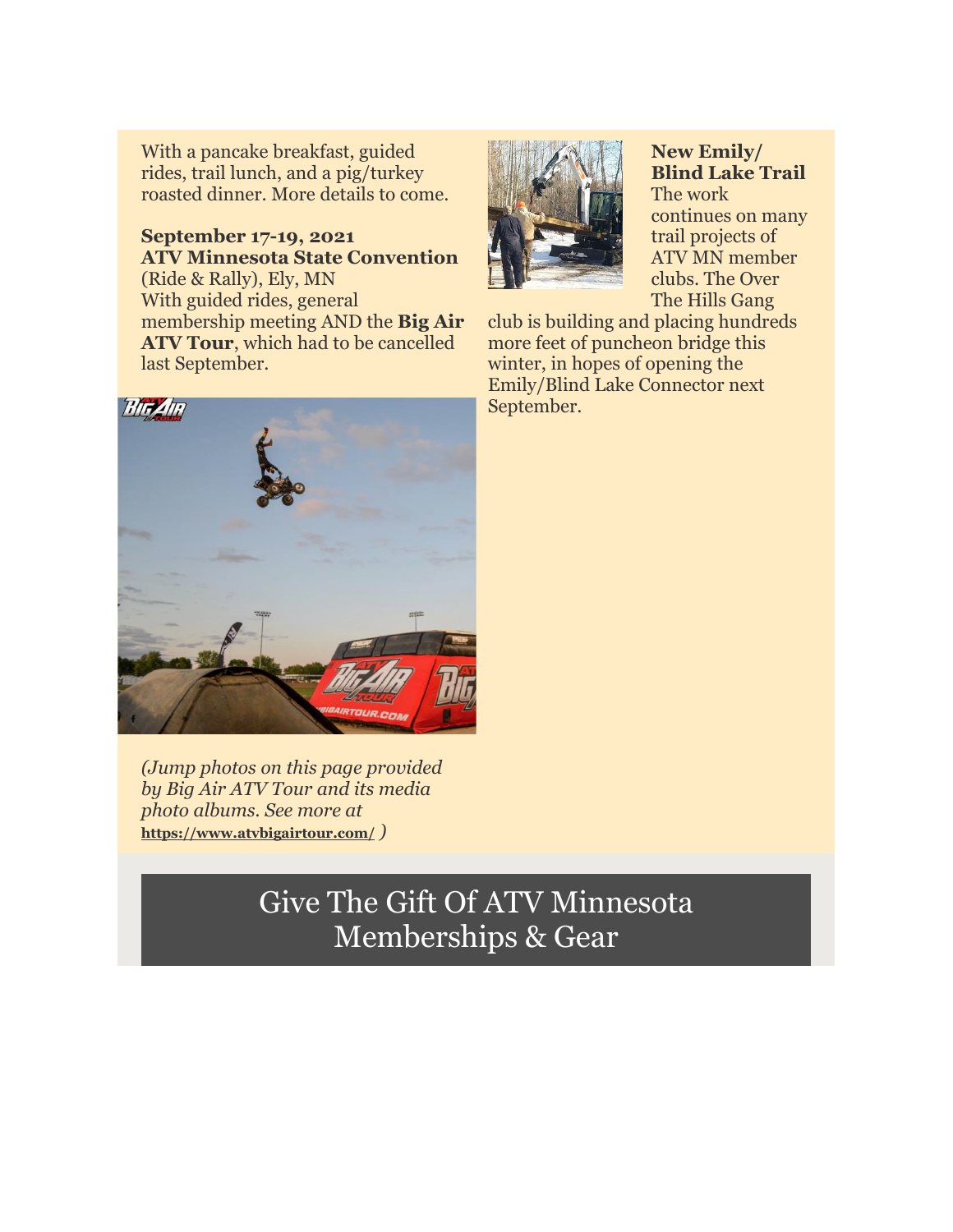With a pancake breakfast, guided rides, trail lunch, and a pig/turkey roasted dinner. More details to come.

**September 17-19, 2021**
**ATV Minnesota State Convention**
(Ride & Rally), Ely, MN
With guided rides, general membership meeting AND the **Big Air ATV Tour**, which had to be cancelled last September.

*(Jump photos on this page provided by Big Air ATV Tour and its media photo albums. See more at* **https://www.atvbigairtour.com/** *)*

**New Emily/ Blind Lake Trail**
The work continues on many trail projects of ATV MN member clubs. The Over The Hills Gang club is building and placing hundreds more feet of puncheon bridge this winter, in hopes of opening the Emily/Blind Lake Connector next September.

## Give The Gift Of ATV Minnesota Memberships & Gear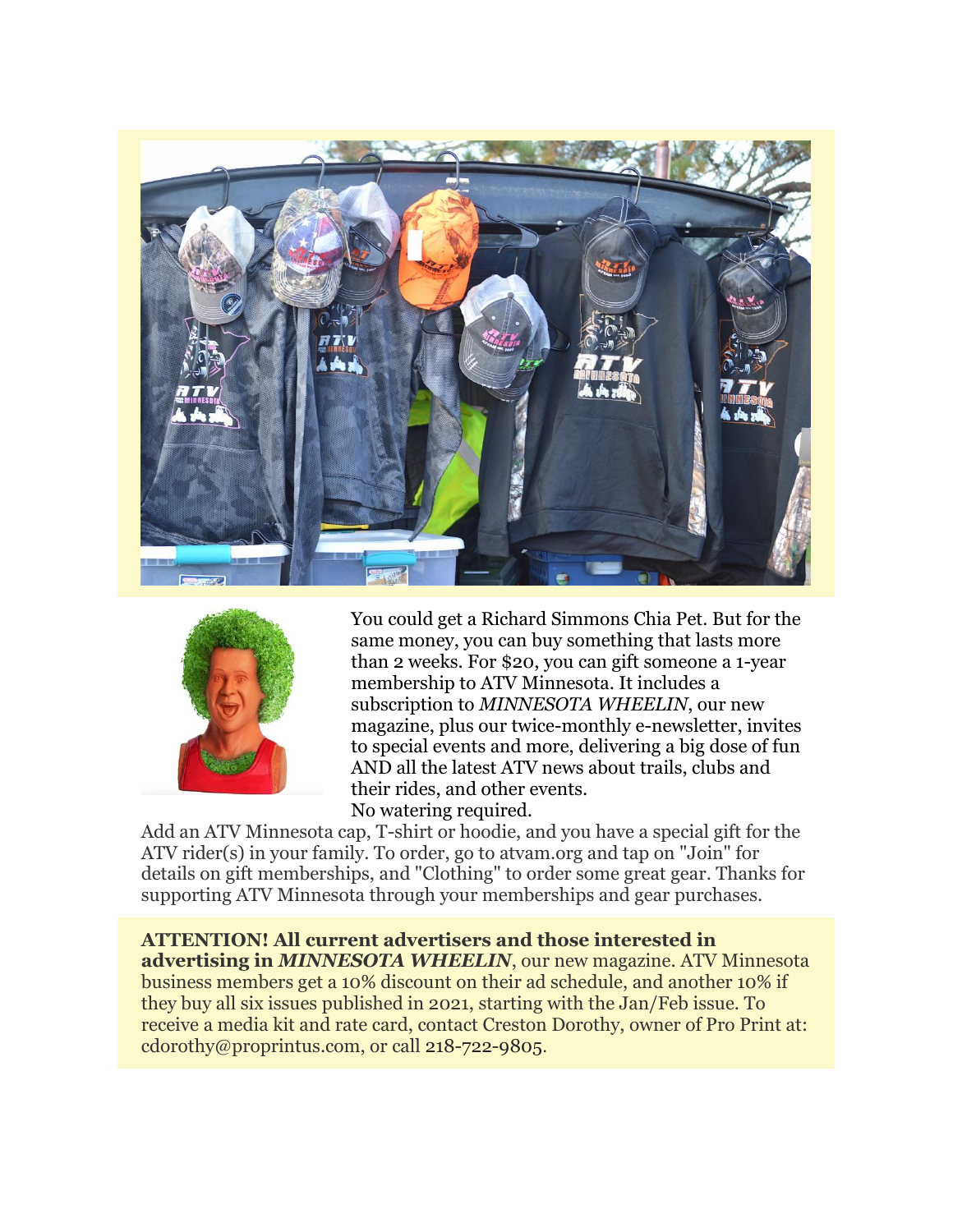You could get a Richard Simmons Chia Pet. But for the same money, you can buy something that lasts more than 2 weeks. For $20, you can gift someone a 1-year membership to ATV Minnesota. It includes a subscription to *MINNESOTA WHEELIN*, our new magazine, plus our twice-monthly e-newsletter, invites to special events and more, delivering a big dose of fun AND all the latest ATV news about trails, clubs and their rides, and other events.
No watering required.
Add an ATV Minnesota cap, T-shirt or hoodie, and you have a special gift for the ATV rider(s) in your family. To order, go to atvam.org and tap on "Join" for details on gift memberships, and "Clothing" to order some great gear. Thanks for supporting ATV Minnesota through your memberships and gear purchases.

**ATTENTION! All current advertisers and those interested in advertising in *MINNESOTA WHEELIN***, our new magazine. ATV Minnesota business members get a 10% discount on their ad schedule, and another 10% if they buy all six issues published in 2021, starting with the Jan/Feb issue. To receive a media kit and rate card, contact Creston Dorothy, owner of Pro Print at: cdorothy@proprintus.com, or call 218-722-9805.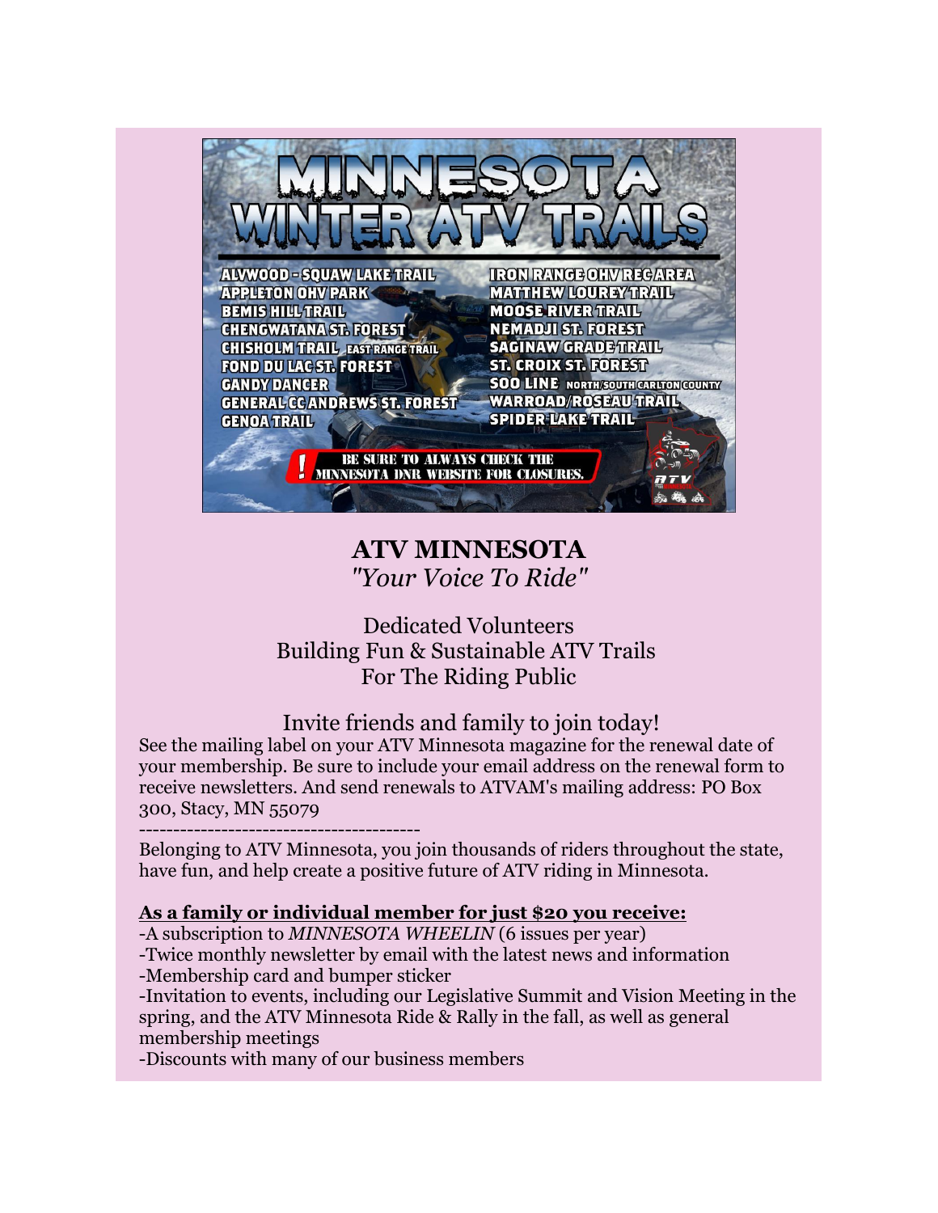# MINNESOTA WINTER ATV TRAILS

- ALVWOOD - SQUAW LAKE TRAIL
- APPLETON OHV PARK
- BEMIS HILL TRAIL
- CHENGWATANA ST. FOREST
- CHISHOLM TRAIL EAST RANGE TRAIL
- FOND DU LAC ST. FOREST
- GANDY DANCER
- GENERAL CC ANDREWS ST. FOREST
- GENOA TRAIL
- IRON RANGE OHV REC AREA
- MATTHEW LOUREY TRAIL
- MOOSE RIVER TRAIL
- NEMADJI ST. FOREST
- SAGINAW GRADE TRAIL
- ST. CROIX ST. FOREST
- SOO LINE NORTH/SOUTH CARLTON COUNTY
- WARROAD/ROSEAU TRAIL
- SPIDER LAKE TRAIL

! BE SURE TO ALWAYS CHECK THE MINNESOTA DNR WEBSITE FOR CLOSURES.

## ATV MINNESOTA
*"Your Voice To Ride"*

Dedicated Volunteers
Building Fun & Sustainable ATV Trails
For The Riding Public

Invite friends and family to join today!

See the mailing label on your ATV Minnesota magazine for the renewal date of your membership. Be sure to include your email address on the renewal form to receive newsletters. And send renewals to ATVAM's mailing address: PO Box 300, Stacy, MN 55079

----------------------------------------

Belonging to ATV Minnesota, you join thousands of riders throughout the state, have fun, and help create a positive future of ATV riding in Minnesota.

**As a family or individual member for just $20 you receive:**

-A subscription to *MINNESOTA WHEELIN* (6 issues per year)
-Twice monthly newsletter by email with the latest news and information
-Membership card and bumper sticker
-Invitation to events, including our Legislative Summit and Vision Meeting in the spring, and the ATV Minnesota Ride & Rally in the fall, as well as general membership meetings
-Discounts with many of our business members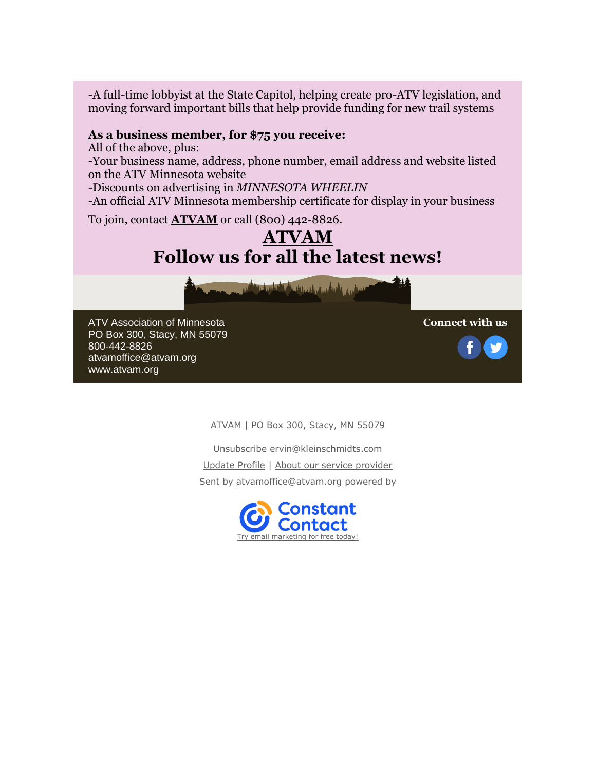-A full-time lobbyist at the State Capitol, helping create pro-ATV legislation, and moving forward important bills that help provide funding for new trail systems

**As a business member, for $75 you receive:**
All of the above, plus:
-Your business name, address, phone number, email address and website listed on the ATV Minnesota website
-Discounts on advertising in *MINNESOTA WHEELIN*
-An official ATV Minnesota membership certificate for display in your business

To join, contact **ATVAM** or call (800) 442-8826.

## ATVAM
## Follow us for all the latest news!

ATV Association of Minnesota
PO Box 300, Stacy, MN 55079
800-442-8826
atvamoffice@atvam.org
www.atvam.org

**Connect with us**

ATVAM | PO Box 300, Stacy, MN 55079

Unsubscribe ervin@kleinschmidts.com

Update Profile | About our service provider

Sent by atvamoffice@atvam.org powered by

Constant Contact
Try email marketing for free today!